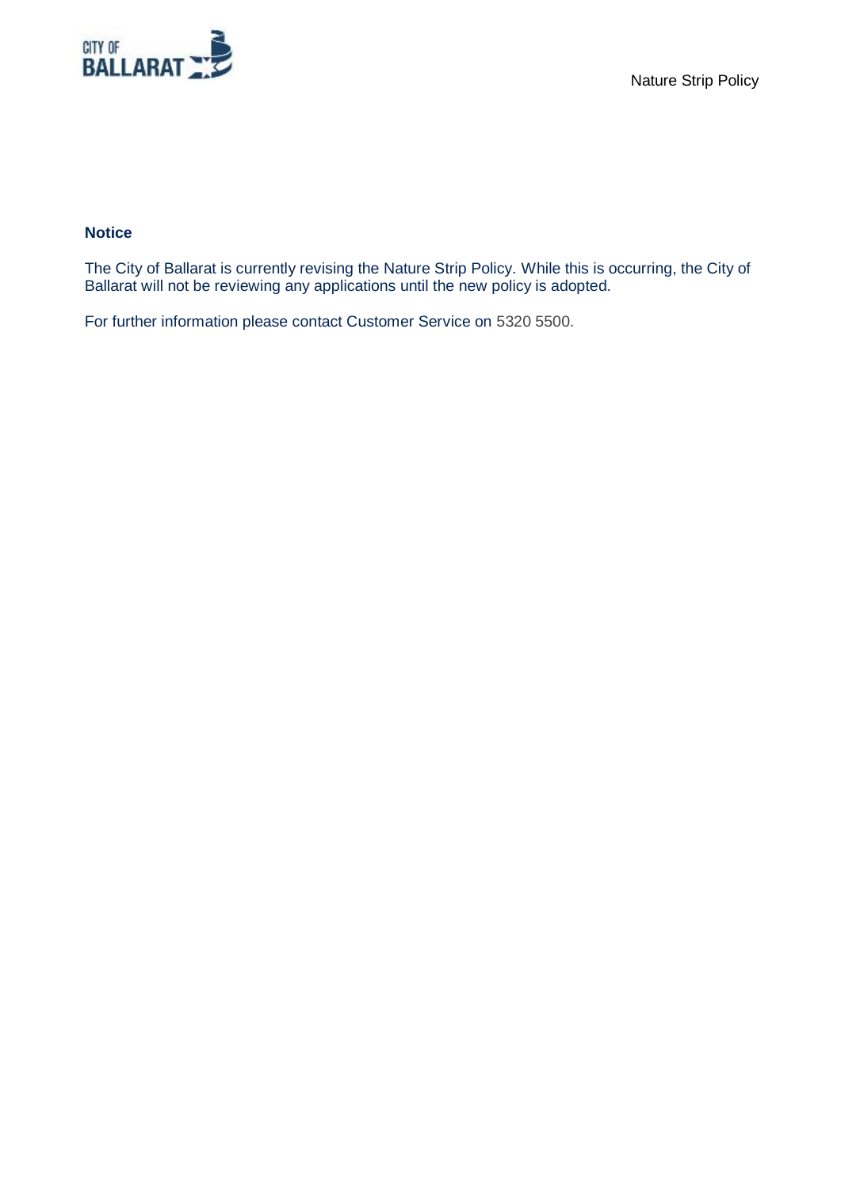**Notice**

The City of Ballarat is currently revising the Nature Strip Policy. While this is occurring, the City of Ballarat will not be reviewing any applications until the new policy is adopted.

For further information please contact Customer Service on 5320 5500.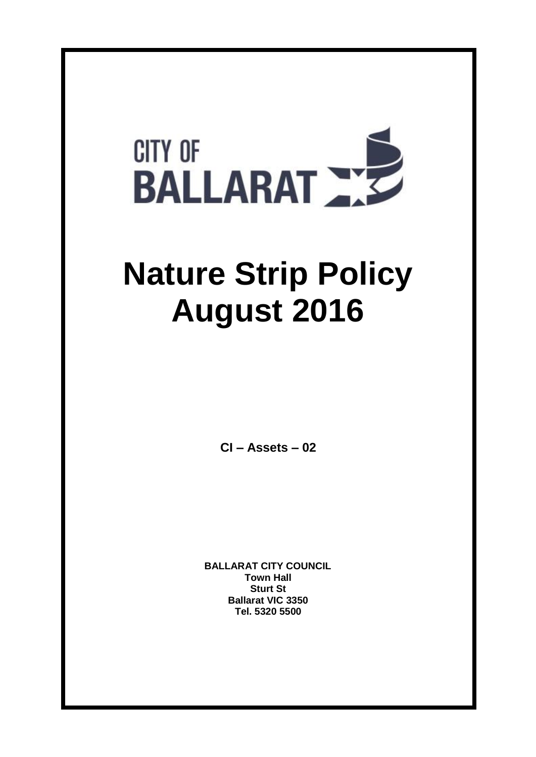CITY OF BALLARAT

# Nature Strip Policy August 2016

**CI – Assets – 02**

**BALLARAT CITY COUNCIL**
**Town Hall**
**Sturt St**
**Ballarat VIC 3350**
**Tel. 5320 5500**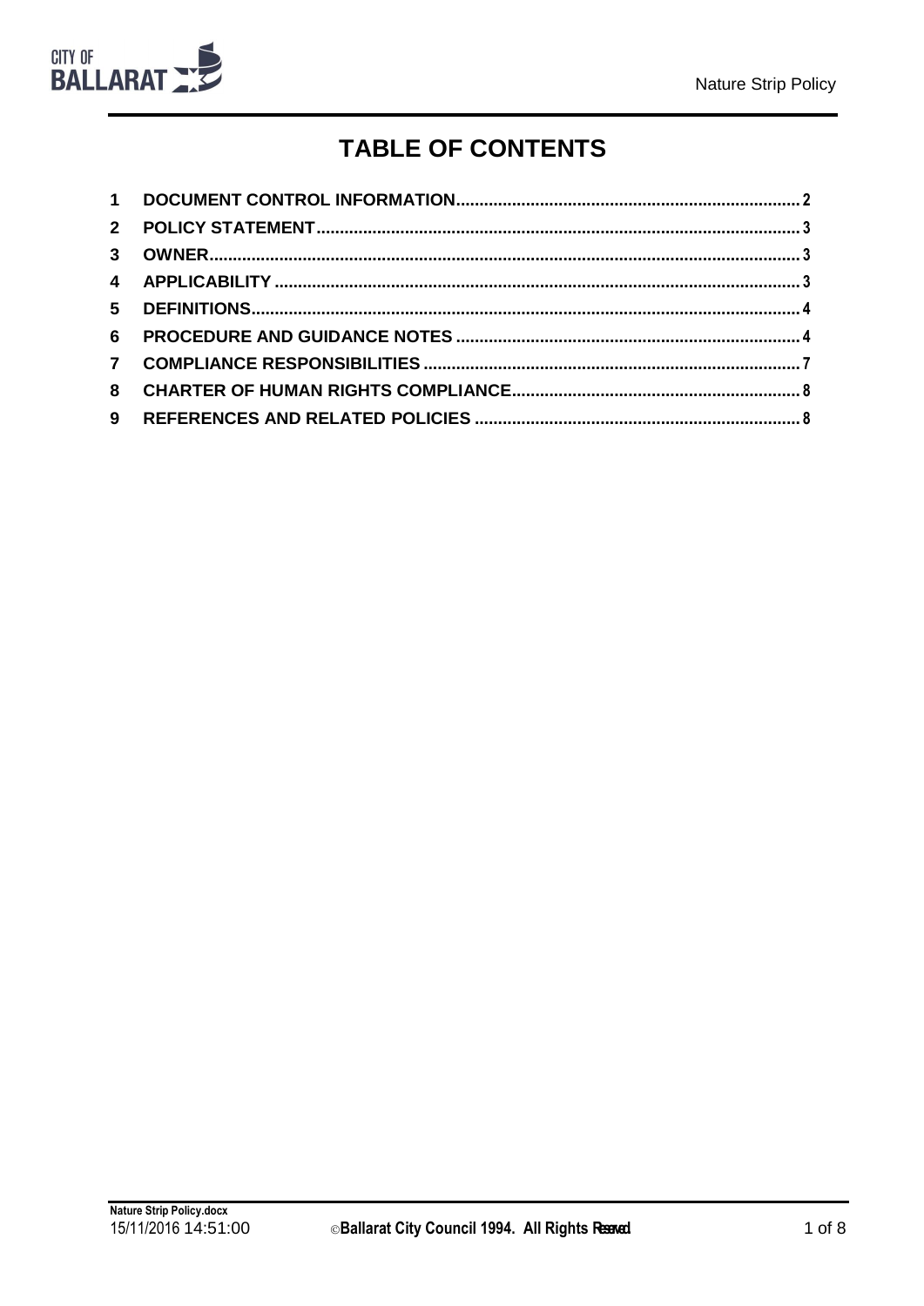# TABLE OF CONTENTS

1 DOCUMENT CONTROL INFORMATION........................................................................ 2
2 POLICY STATEMENT...................................................................................................... 3
3 OWNER............................................................................................................................. 3
4 APPLICABILITY ............................................................................................................... 3
5 DEFINITIONS.................................................................................................................... 4
6 PROCEDURE AND GUIDANCE NOTES ......................................................................... 4
7 COMPLIANCE RESPONSIBILITIES ................................................................................ 7
8 CHARTER OF HUMAN RIGHTS COMPLIANCE............................................................. 8
9 REFERENCES AND RELATED POLICIES ..................................................................... 8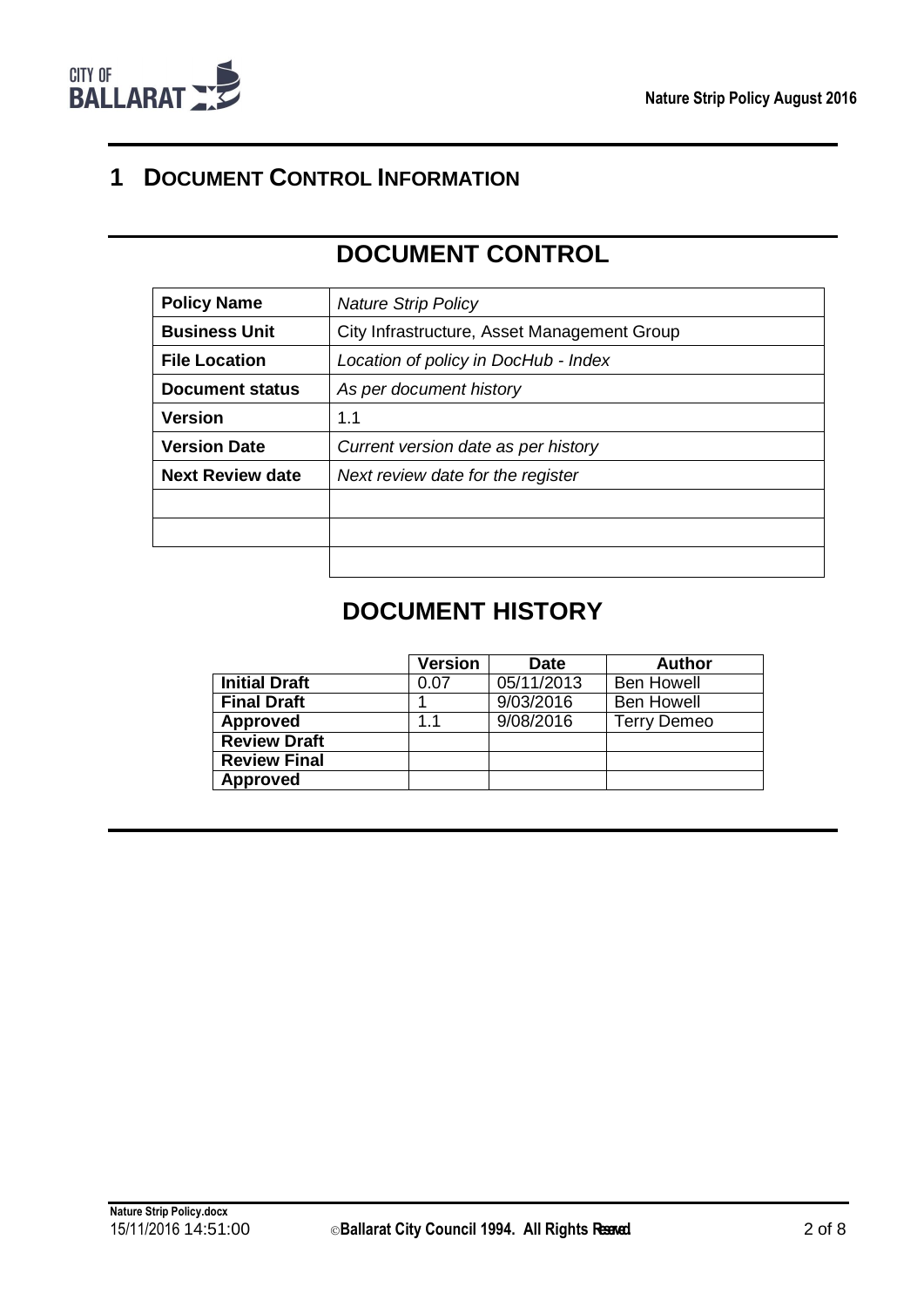# 1 Document Control Information

## DOCUMENT CONTROL

| **Policy Name** | *Nature Strip Policy* |
|---|---|
| **Business Unit** | City Infrastructure, Asset Management Group |
| **File Location** | *Location of policy in DocHub - Index* |
| **Document status** | *As per document history* |
| **Version** | 1.1 |
| **Version Date** | *Current version date as per history* |
| **Next Review date** | *Next review date for the register* |
| | |
| | |
| | |

## DOCUMENT HISTORY

| | **Version** | **Date** | **Author** |
|---|---|---|---|
| **Initial Draft** | 0.07 | 05/11/2013 | Ben Howell |
| **Final Draft** | 1 | 9/03/2016 | Ben Howell |
| **Approved** | 1.1 | 9/08/2016 | Terry Demeo |
| **Review Draft** | | | |
| **Review Final** | | | |
| **Approved** | | | |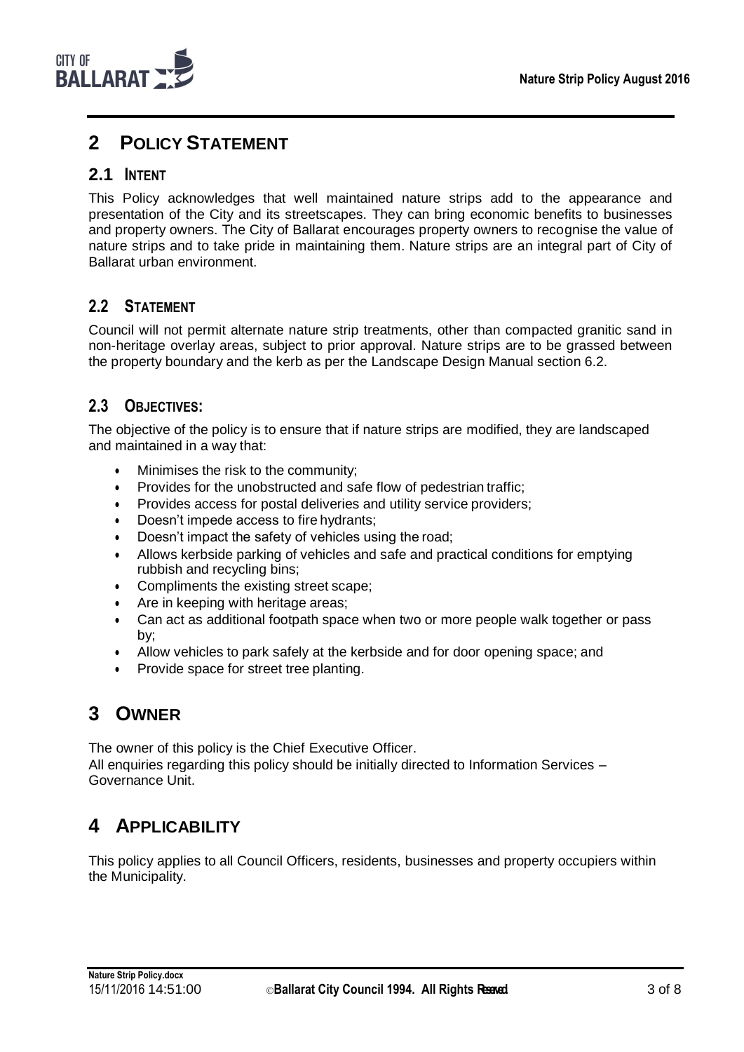# 2 POLICY STATEMENT

## 2.1 INTENT

This Policy acknowledges that well maintained nature strips add to the appearance and presentation of the City and its streetscapes. They can bring economic benefits to businesses and property owners. The City of Ballarat encourages property owners to recognise the value of nature strips and to take pride in maintaining them. Nature strips are an integral part of City of Ballarat urban environment.

## 2.2 STATEMENT

Council will not permit alternate nature strip treatments, other than compacted granitic sand in non-heritage overlay areas, subject to prior approval. Nature strips are to be grassed between the property boundary and the kerb as per the Landscape Design Manual section 6.2.

## 2.3 OBJECTIVES:

The objective of the policy is to ensure that if nature strips are modified, they are landscaped and maintained in a way that:

- Minimises the risk to the community;
- Provides for the unobstructed and safe flow of pedestrian traffic;
- Provides access for postal deliveries and utility service providers;
- Doesn't impede access to fire hydrants;
- Doesn't impact the safety of vehicles using the road;
- Allows kerbside parking of vehicles and safe and practical conditions for emptying rubbish and recycling bins;
- Compliments the existing street scape;
- Are in keeping with heritage areas;
- Can act as additional footpath space when two or more people walk together or pass by;
- Allow vehicles to park safely at the kerbside and for door opening space; and
- Provide space for street tree planting.

# 3 OWNER

The owner of this policy is the Chief Executive Officer.
All enquiries regarding this policy should be initially directed to Information Services – Governance Unit.

# 4 APPLICABILITY

This policy applies to all Council Officers, residents, businesses and property occupiers within the Municipality.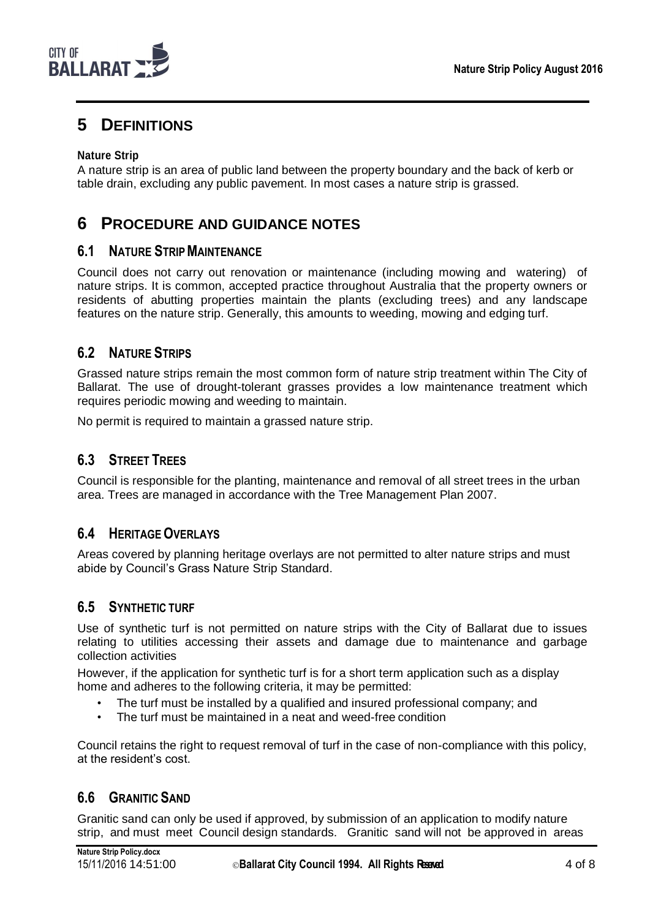# 5 DEFINITIONS

**Nature Strip**

A nature strip is an area of public land between the property boundary and the back of kerb or table drain, excluding any public pavement. In most cases a nature strip is grassed.

# 6 PROCEDURE AND GUIDANCE NOTES

## 6.1 NATURE STRIP MAINTENANCE

Council does not carry out renovation or maintenance (including mowing and watering) of nature strips. It is common, accepted practice throughout Australia that the property owners or residents of abutting properties maintain the plants (excluding trees) and any landscape features on the nature strip. Generally, this amounts to weeding, mowing and edging turf.

## 6.2 NATURE STRIPS

Grassed nature strips remain the most common form of nature strip treatment within The City of Ballarat. The use of drought-tolerant grasses provides a low maintenance treatment which requires periodic mowing and weeding to maintain.

No permit is required to maintain a grassed nature strip.

## 6.3 STREET TREES

Council is responsible for the planting, maintenance and removal of all street trees in the urban area. Trees are managed in accordance with the Tree Management Plan 2007.

## 6.4 HERITAGE OVERLAYS

Areas covered by planning heritage overlays are not permitted to alter nature strips and must abide by Council's Grass Nature Strip Standard.

## 6.5 SYNTHETIC TURF

Use of synthetic turf is not permitted on nature strips with the City of Ballarat due to issues relating to utilities accessing their assets and damage due to maintenance and garbage collection activities

However, if the application for synthetic turf is for a short term application such as a display home and adheres to the following criteria, it may be permitted:

- The turf must be installed by a qualified and insured professional company; and
- The turf must be maintained in a neat and weed-free condition

Council retains the right to request removal of turf in the case of non-compliance with this policy, at the resident's cost.

## 6.6 GRANITIC SAND

Granitic sand can only be used if approved, by submission of an application to modify nature strip, and must meet Council design standards. Granitic sand will not be approved in areas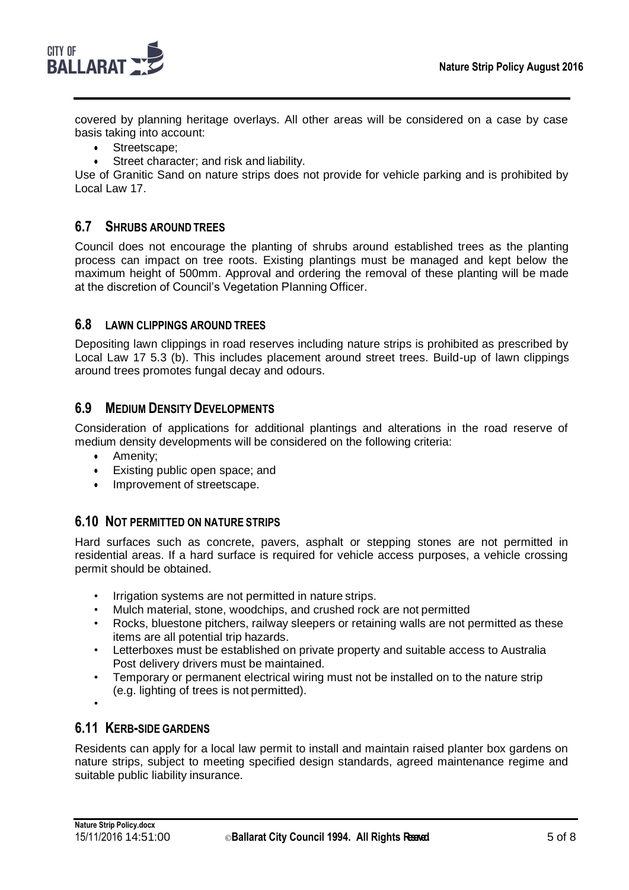covered by planning heritage overlays. All other areas will be considered on a case by case basis taking into account:

- Streetscape;
- Street character; and risk and liability.

Use of Granitic Sand on nature strips does not provide for vehicle parking and is prohibited by Local Law 17.

## 6.7 SHRUBS AROUND TREES

Council does not encourage the planting of shrubs around established trees as the planting process can impact on tree roots. Existing plantings must be managed and kept below the maximum height of 500mm. Approval and ordering the removal of these planting will be made at the discretion of Council's Vegetation Planning Officer.

## 6.8 LAWN CLIPPINGS AROUND TREES

Depositing lawn clippings in road reserves including nature strips is prohibited as prescribed by Local Law 17 5.3 (b). This includes placement around street trees. Build-up of lawn clippings around trees promotes fungal decay and odours.

## 6.9 MEDIUM DENSITY DEVELOPMENTS

Consideration of applications for additional plantings and alterations in the road reserve of medium density developments will be considered on the following criteria:

- Amenity;
- Existing public open space; and
- Improvement of streetscape.

## 6.10 NOT PERMITTED ON NATURE STRIPS

Hard surfaces such as concrete, pavers, asphalt or stepping stones are not permitted in residential areas. If a hard surface is required for vehicle access purposes, a vehicle crossing permit should be obtained.

- Irrigation systems are not permitted in nature strips.
- Mulch material, stone, woodchips, and crushed rock are not permitted
- Rocks, bluestone pitchers, railway sleepers or retaining walls are not permitted as these items are all potential trip hazards.
- Letterboxes must be established on private property and suitable access to Australia Post delivery drivers must be maintained.
- Temporary or permanent electrical wiring must not be installed on to the nature strip (e.g. lighting of trees is not permitted).

## 6.11 KERB-SIDE GARDENS

Residents can apply for a local law permit to install and maintain raised planter box gardens on nature strips, subject to meeting specified design standards, agreed maintenance regime and suitable public liability insurance.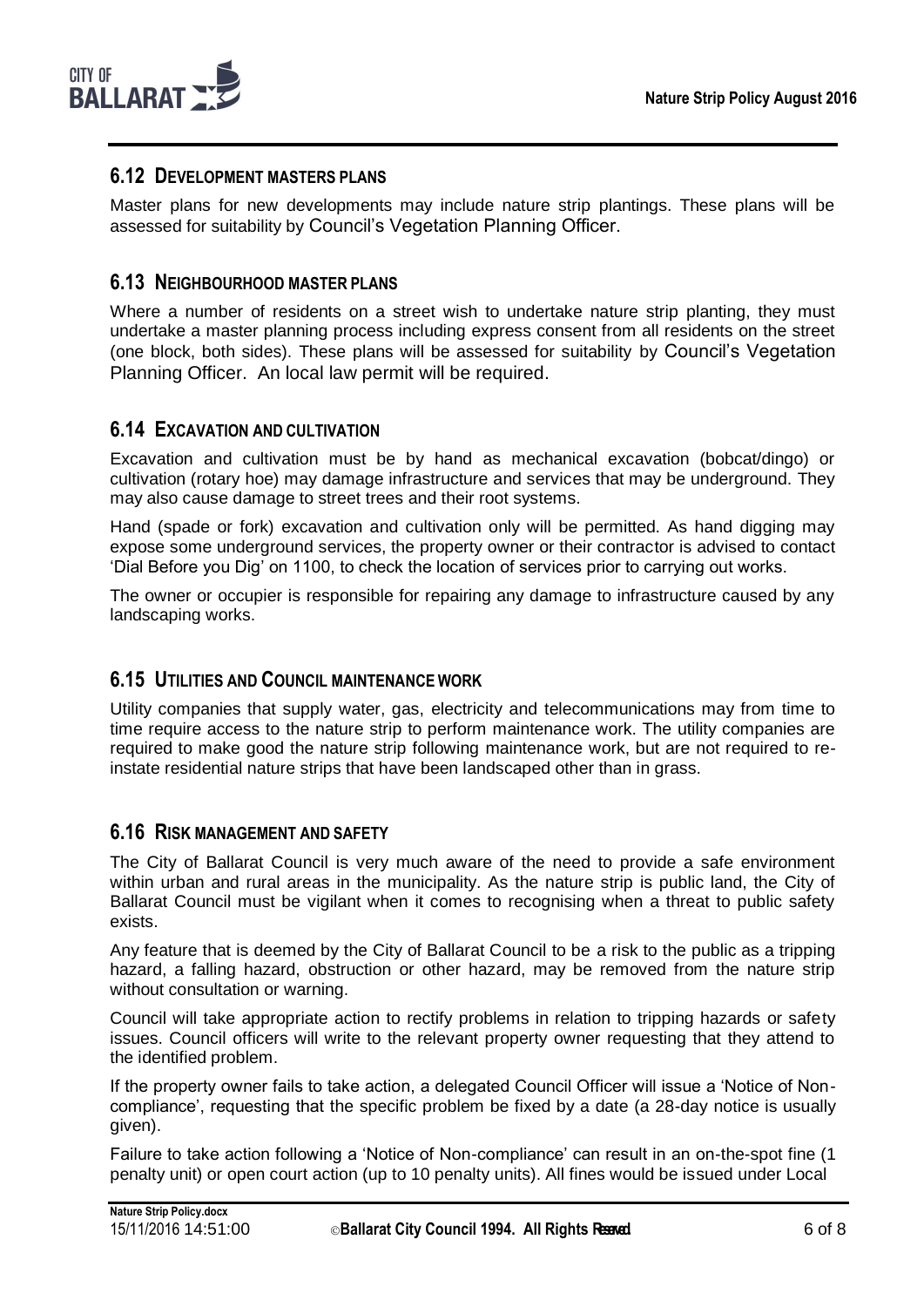## 6.12 DEVELOPMENT MASTERS PLANS

Master plans for new developments may include nature strip plantings. These plans will be assessed for suitability by Council's Vegetation Planning Officer.

## 6.13 NEIGHBOURHOOD MASTER PLANS

Where a number of residents on a street wish to undertake nature strip planting, they must undertake a master planning process including express consent from all residents on the street (one block, both sides). These plans will be assessed for suitability by Council's Vegetation Planning Officer. An local law permit will be required.

## 6.14 EXCAVATION AND CULTIVATION

Excavation and cultivation must be by hand as mechanical excavation (bobcat/dingo) or cultivation (rotary hoe) may damage infrastructure and services that may be underground. They may also cause damage to street trees and their root systems.

Hand (spade or fork) excavation and cultivation only will be permitted. As hand digging may expose some underground services, the property owner or their contractor is advised to contact 'Dial Before you Dig' on 1100, to check the location of services prior to carrying out works.

The owner or occupier is responsible for repairing any damage to infrastructure caused by any landscaping works.

## 6.15 UTILITIES AND COUNCIL MAINTENANCE WORK

Utility companies that supply water, gas, electricity and telecommunications may from time to time require access to the nature strip to perform maintenance work. The utility companies are required to make good the nature strip following maintenance work, but are not required to re-instate residential nature strips that have been landscaped other than in grass.

## 6.16 RISK MANAGEMENT AND SAFETY

The City of Ballarat Council is very much aware of the need to provide a safe environment within urban and rural areas in the municipality. As the nature strip is public land, the City of Ballarat Council must be vigilant when it comes to recognising when a threat to public safety exists.

Any feature that is deemed by the City of Ballarat Council to be a risk to the public as a tripping hazard, a falling hazard, obstruction or other hazard, may be removed from the nature strip without consultation or warning.

Council will take appropriate action to rectify problems in relation to tripping hazards or safety issues. Council officers will write to the relevant property owner requesting that they attend to the identified problem.

If the property owner fails to take action, a delegated Council Officer will issue a 'Notice of Non-compliance', requesting that the specific problem be fixed by a date (a 28-day notice is usually given).

Failure to take action following a 'Notice of Non-compliance' can result in an on-the-spot fine (1 penalty unit) or open court action (up to 10 penalty units). All fines would be issued under Local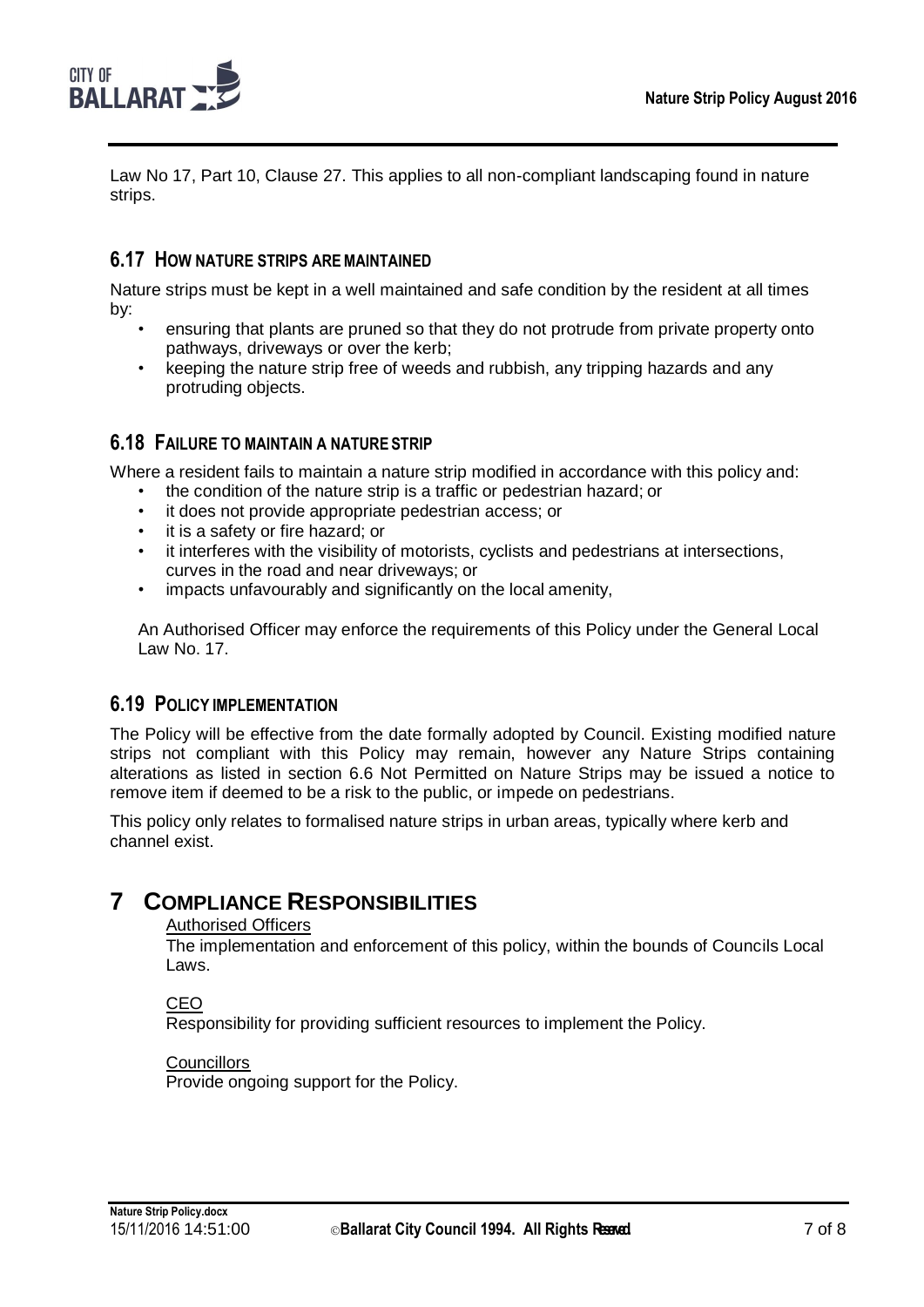Law No 17, Part 10, Clause 27. This applies to all non-compliant landscaping found in nature strips.

### 6.17 HOW NATURE STRIPS ARE MAINTAINED

Nature strips must be kept in a well maintained and safe condition by the resident at all times by:

- ensuring that plants are pruned so that they do not protrude from private property onto pathways, driveways or over the kerb;
- keeping the nature strip free of weeds and rubbish, any tripping hazards and any protruding objects.

### 6.18 FAILURE TO MAINTAIN A NATURE STRIP

Where a resident fails to maintain a nature strip modified in accordance with this policy and:

- the condition of the nature strip is a traffic or pedestrian hazard; or
- it does not provide appropriate pedestrian access; or
- it is a safety or fire hazard; or
- it interferes with the visibility of motorists, cyclists and pedestrians at intersections, curves in the road and near driveways; or
- impacts unfavourably and significantly on the local amenity,

An Authorised Officer may enforce the requirements of this Policy under the General Local Law No. 17.

### 6.19 POLICY IMPLEMENTATION

The Policy will be effective from the date formally adopted by Council. Existing modified nature strips not compliant with this Policy may remain, however any Nature Strips containing alterations as listed in section 6.6 Not Permitted on Nature Strips may be issued a notice to remove item if deemed to be a risk to the public, or impede on pedestrians.

This policy only relates to formalised nature strips in urban areas, typically where kerb and channel exist.

# 7 COMPLIANCE RESPONSIBILITIES

Authorised Officers
The implementation and enforcement of this policy, within the bounds of Councils Local Laws.

CEO
Responsibility for providing sufficient resources to implement the Policy.

Councillors
Provide ongoing support for the Policy.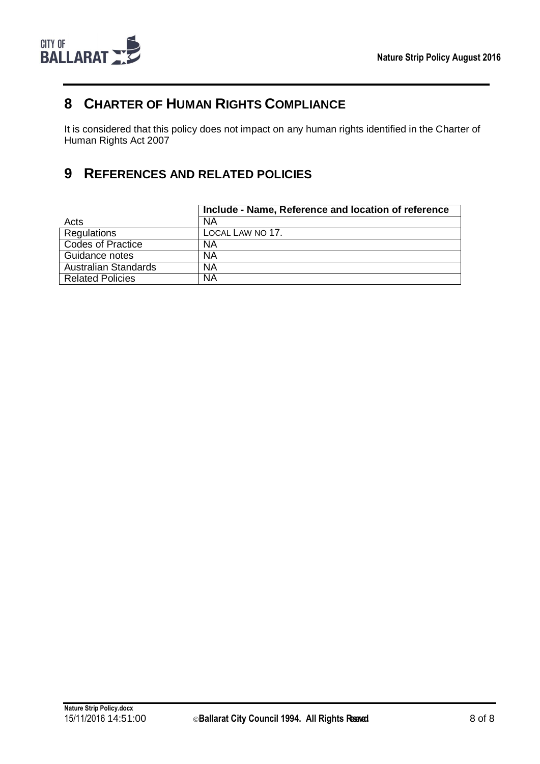## 8 CHARTER OF HUMAN RIGHTS COMPLIANCE

It is considered that this policy does not impact on any human rights identified in the Charter of Human Rights Act 2007

## 9 REFERENCES AND RELATED POLICIES

| | Include - Name, Reference and location of reference |
|---|---|
| Acts | NA |
| Regulations | LOCAL LAW NO 17. |
| Codes of Practice | NA |
| Guidance notes | NA |
| Australian Standards | NA |
| Related Policies | NA |